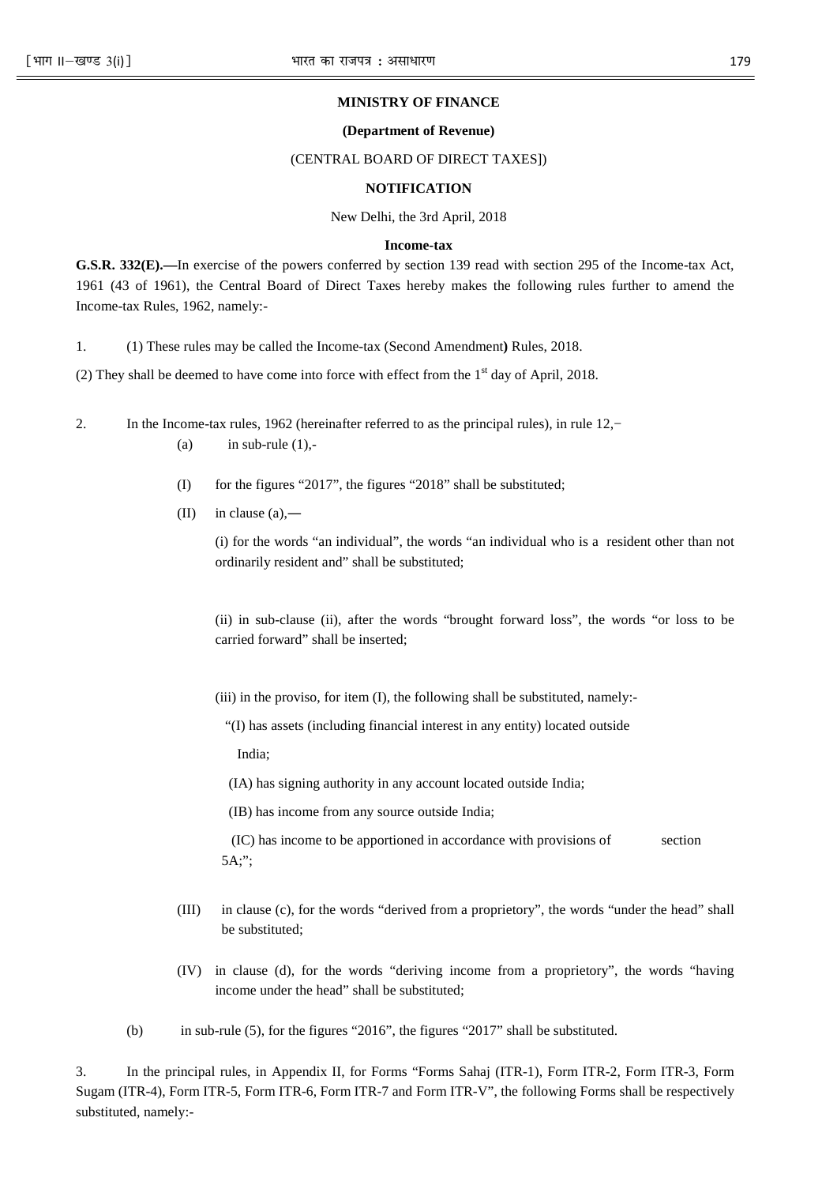**MINISTRY OF FINANCE**

**(Department of Revenue)**

(CENTRAL BOARD OF DIRECT TAXES])

**NOTIFICATION**

New Delhi, the 3rd April, 2018

**Income-tax**

**G.S.R. 332(E).—**In exercise of the powers conferred by section 139 read with section 295 of the Income-tax Act, 1961 (43 of 1961), the Central Board of Direct Taxes hereby makes the following rules further to amend the Income-tax Rules, 1962, namely:-

1. (1) These rules may be called the Income-tax (Second Amendment**)** Rules, 2018.

(2) They shall be deemed to have come into force with effect from the 1st day of April, 2018.

2. In the Income-tax rules, 1962 (hereinafter referred to as the principal rules), in rule 12,−

(a) in sub-rule (1),-

(I) for the figures "2017", the figures "2018" shall be substituted;

(II) in clause (a),—

(i) for the words "an individual", the words "an individual who is a resident other than not ordinarily resident and" shall be substituted;

(ii) in sub-clause (ii), after the words "brought forward loss", the words "or loss to be carried forward" shall be inserted;

(iii) in the proviso, for item (I), the following shall be substituted, namely:-

"(I) has assets (including financial interest in any entity) located outside India;

(IA) has signing authority in any account located outside India;

(IB) has income from any source outside India;

(IC) has income to be apportioned in accordance with provisions of section 5A;";

(III) in clause (c), for the words "derived from a proprietory", the words "under the head" shall be substituted;

(IV) in clause (d), for the words "deriving income from a proprietory", the words "having income under the head" shall be substituted;

(b) in sub-rule (5), for the figures "2016", the figures "2017" shall be substituted.

3. In the principal rules, in Appendix II, for Forms "Forms Sahaj (ITR-1), Form ITR-2, Form ITR-3, Form Sugam (ITR-4), Form ITR-5, Form ITR-6, Form ITR-7 and Form ITR-V", the following Forms shall be respectively substituted, namely:-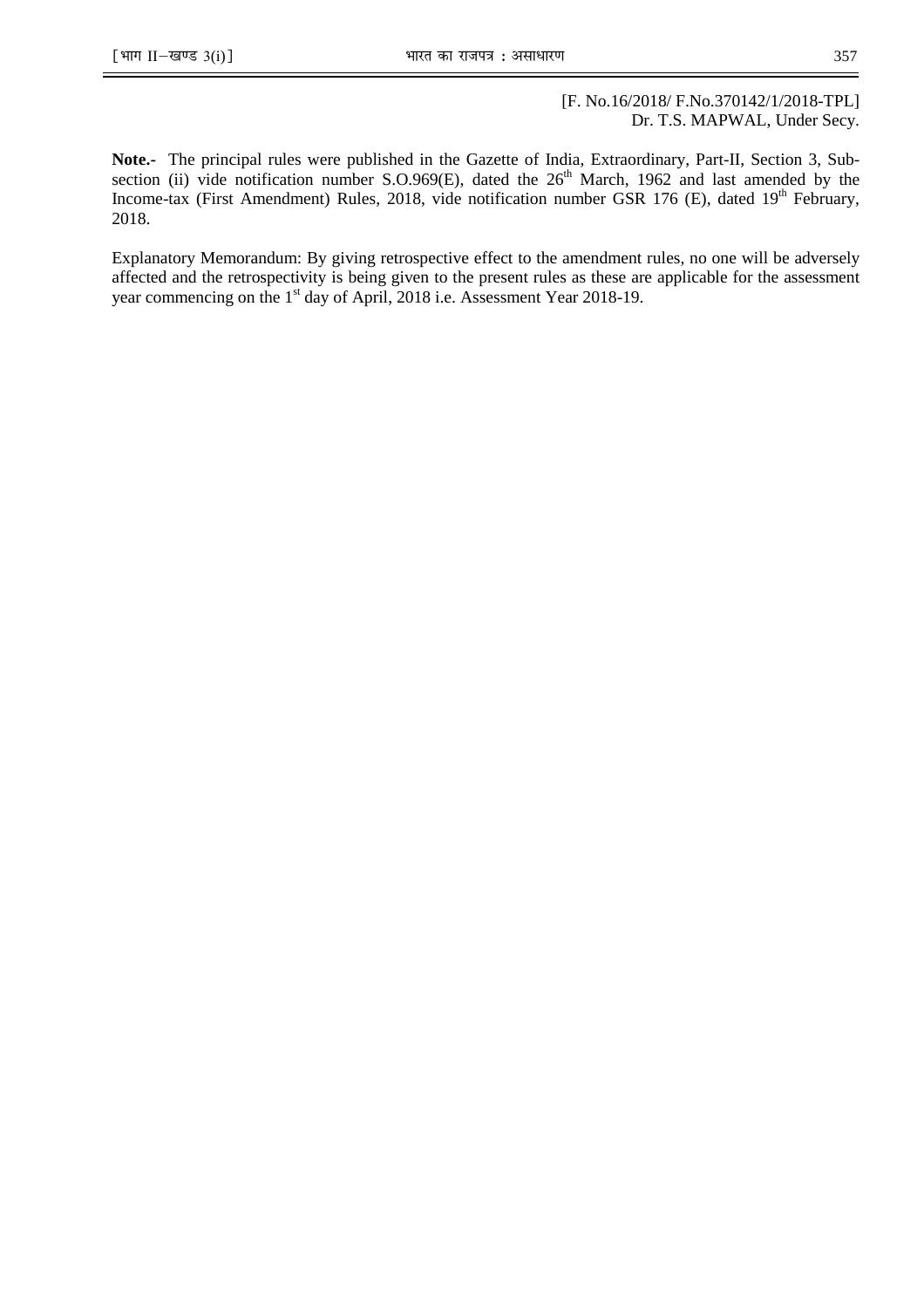[F. No.16/2018/ F.No.370142/1/2018-TPL]
Dr. T.S. MAPWAL, Under Secy.

**Note.-** The principal rules were published in the Gazette of India, Extraordinary, Part-II, Section 3, Sub-section (ii) vide notification number S.O.969(E), dated the 26th March, 1962 and last amended by the Income-tax (First Amendment) Rules, 2018, vide notification number GSR 176 (E), dated 19th February, 2018.

Explanatory Memorandum: By giving retrospective effect to the amendment rules, no one will be adversely affected and the retrospectivity is being given to the present rules as these are applicable for the assessment year commencing on the 1st day of April, 2018 i.e. Assessment Year 2018-19.